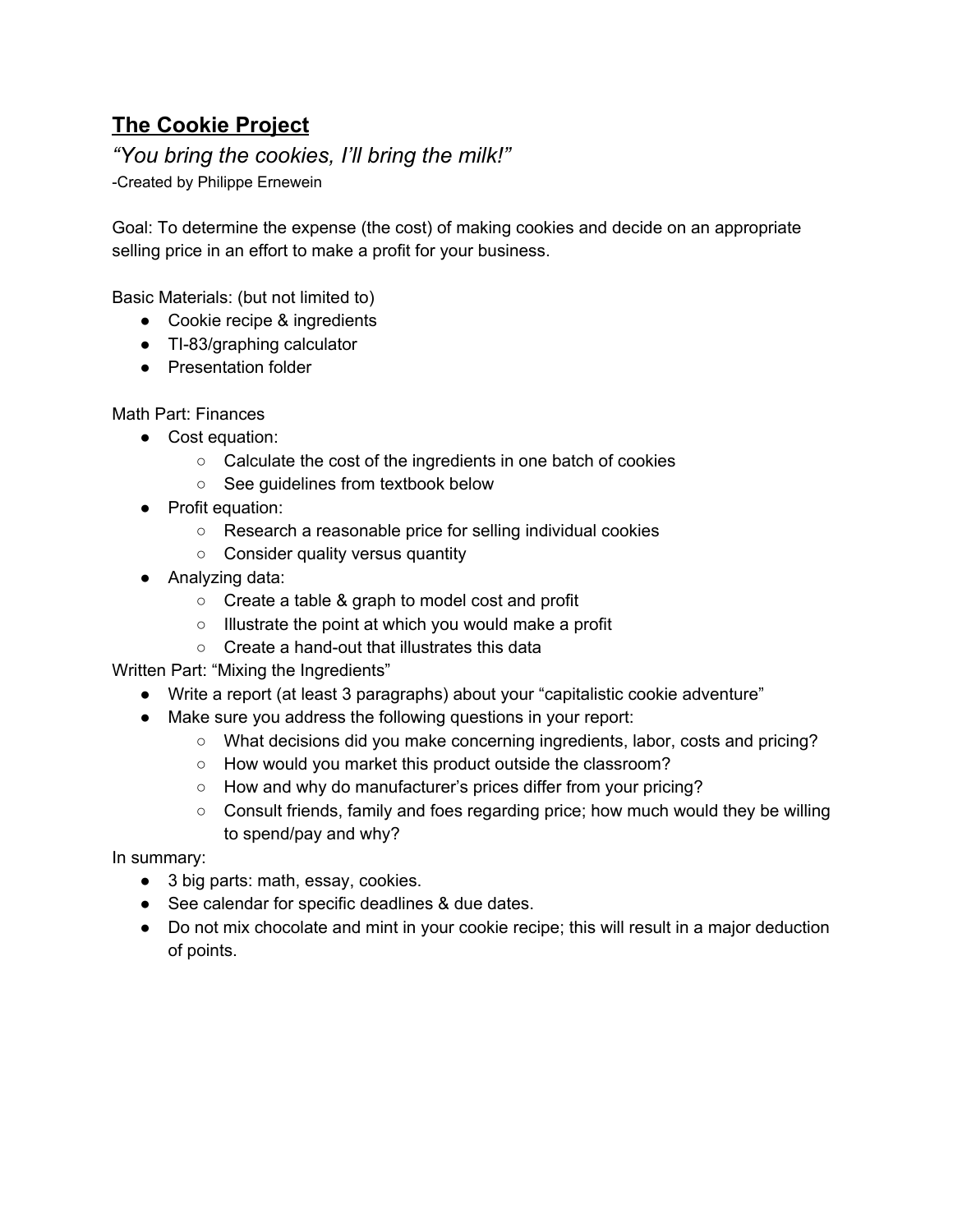# **The Cookie Project**

*"You bring the cookies, I'll bring the milk!"*

-Created by Philippe Ernewein

Goal: To determine the expense (the cost) of making cookies and decide on an appropriate selling price in an effort to make a profit for your business.

Basic Materials: (but not limited to)

- Cookie recipe & ingredients
- TI-83/graphing calculator
- Presentation folder

Math Part: Finances

- Cost equation:
  - Calculate the cost of the ingredients in one batch of cookies
  - See guidelines from textbook below
- Profit equation:
  - Research a reasonable price for selling individual cookies
  - Consider quality versus quantity
- Analyzing data:
  - Create a table & graph to model cost and profit
  - Illustrate the point at which you would make a profit
  - Create a hand-out that illustrates this data

Written Part: "Mixing the Ingredients"

- Write a report (at least 3 paragraphs) about your "capitalistic cookie adventure"
- Make sure you address the following questions in your report:
  - What decisions did you make concerning ingredients, labor, costs and pricing?
  - How would you market this product outside the classroom?
  - How and why do manufacturer's prices differ from your pricing?
  - Consult friends, family and foes regarding price; how much would they be willing to spend/pay and why?

In summary:

- 3 big parts: math, essay, cookies.
- See calendar for specific deadlines & due dates.
- Do not mix chocolate and mint in your cookie recipe; this will result in a major deduction of points.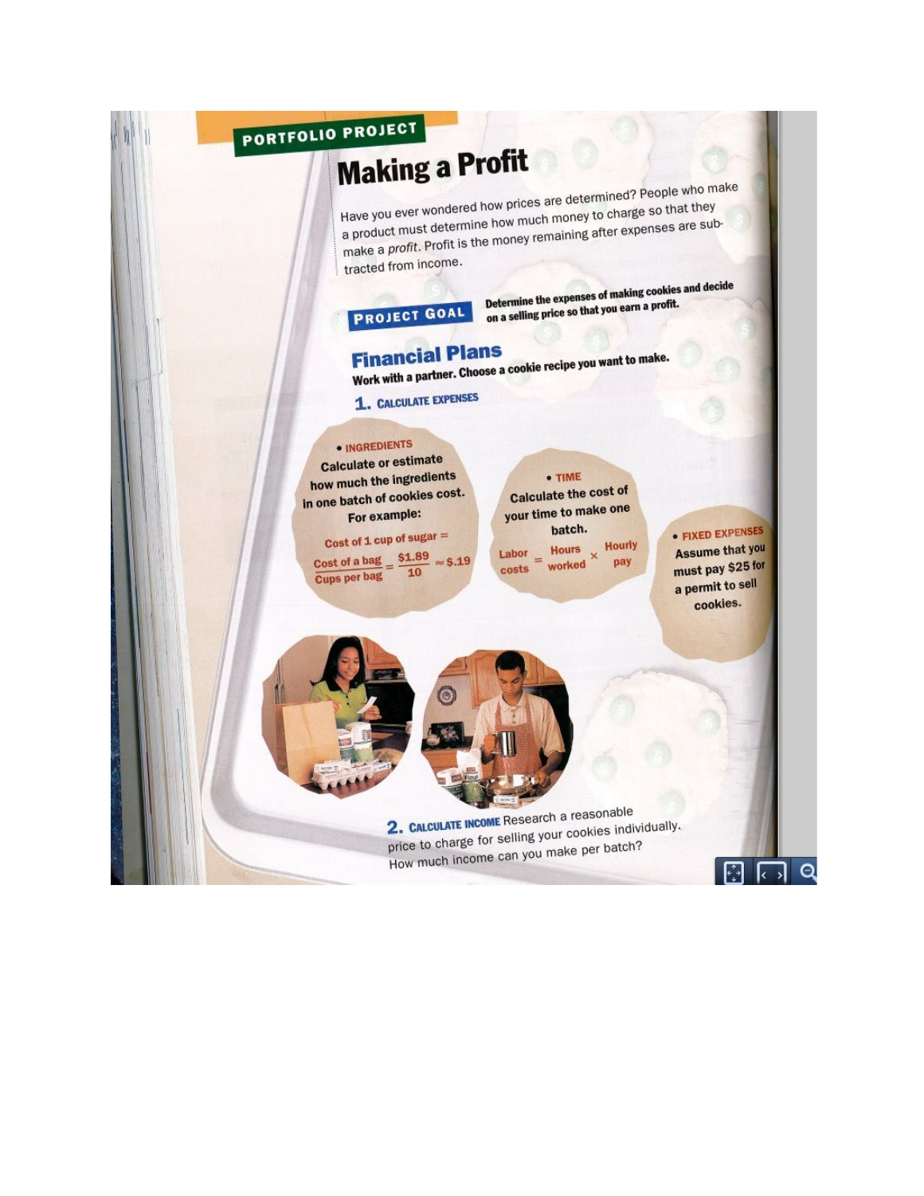PORTFOLIO PROJECT

# Making a Profit

Have you ever wondered how prices are determined? People who make a product must determine how much money to charge so that they make a *profit*. Profit is the money remaining after expenses are subtracted from income.

**PROJECT GOAL** **Determine the expenses of making cookies and decide on a selling price so that you earn a profit.**

## Financial Plans

**Work with a partner. Choose a cookie recipe you want to make.**

### 1. CALCULATE EXPENSES

**• INGREDIENTS**

**Calculate or estimate how much the ingredients in one batch of cookies cost. For example:**

Cost of 1 cup of sugar =

$$\frac{\text{Cost of a bag}}{\text{Cups per bag}} = \frac{\$1.89}{10} \approx \$.19$$

**• TIME**

**Calculate the cost of your time to make one batch.**

$$\text{Labor costs} = \text{Hours worked} \times \text{Hourly pay}$$

**• FIXED EXPENSES**

**Assume that you must pay $25 for a permit to sell cookies.**

### 2. CALCULATE INCOME

Research a reasonable price to charge for selling your cookies individually. How much income can you make per batch?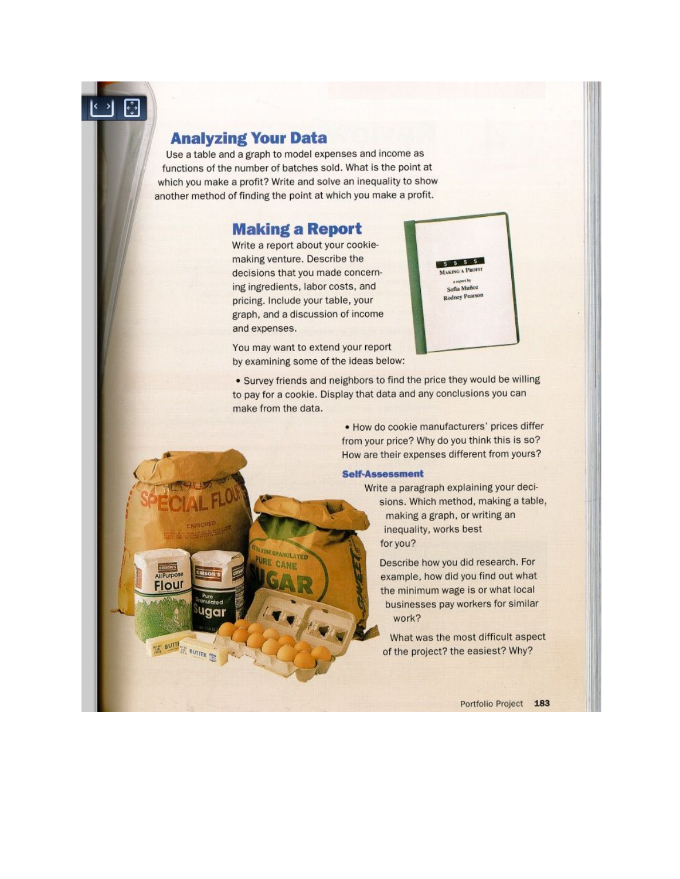## Analyzing Your Data

Use a table and a graph to model expenses and income as functions of the number of batches sold. What is the point at which you make a profit? Write and solve an inequality to show another method of finding the point at which you make a profit.

## Making a Report

Write a report about your cookie-making venture. Describe the decisions that you made concerning ingredients, labor costs, and pricing. Include your table, your graph, and a discussion of income and expenses.

You may want to extend your report by examining some of the ideas below:

- Survey friends and neighbors to find the price they would be willing to pay for a cookie. Display that data and any conclusions you can make from the data.
- How do cookie manufacturers' prices differ from your price? Why do you think this is so? How are their expenses different from yours?

### Self-Assessment

Write a paragraph explaining your decisions. Which method, making a table, making a graph, or writing an inequality, works best for you?

Describe how you did research. For example, how did you find out what the minimum wage is or what local businesses pay workers for similar work?

What was the most difficult aspect of the project? the easiest? Why?